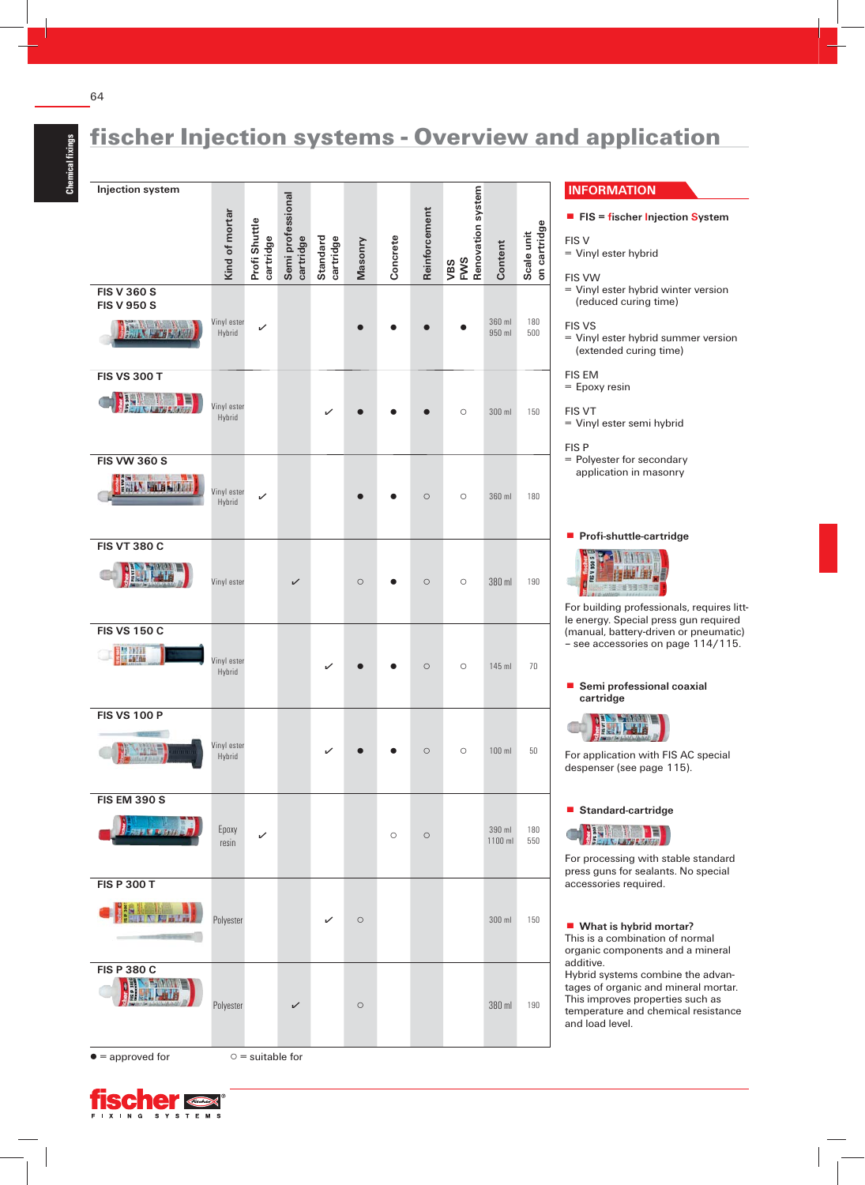Chemical fixings

# fischer Injection systems - Overview and application

| Injection system | Kind of mortar | Profi Shuttle cartridge | Semi professional cartridge | Standard cartridge | Masonry | Concrete | Reinforcement | VBS FWS Renovation system | Content | Scale unit on cartridge |
|---|---|---|---|---|---|---|---|---|---|---|
| FIS V 360 S<br>FIS V 950 S | Vinyl ester Hybrid | ✓ | | | ● | ● | ● | ● | 360 ml<br>950 ml | 180<br>500 |
| FIS VS 300 T | Vinyl ester Hybrid | | | ✓ | ● | ● | ● | ○ | 300 ml | 150 |
| FIS VW 360 S | Vinyl ester Hybrid | ✓ | | | ● | ● | ○ | ○ | 360 ml | 180 |
| FIS VT 380 C | Vinyl ester | | ✓ | | ○ | ● | ○ | ○ | 380 ml | 190 |
| FIS VS 150 C | Vinyl ester Hybrid | | | ✓ | ● | ● | ○ | ○ | 145 ml | 70 |
| FIS VS 100 P | Vinyl ester Hybrid | | | ✓ | ● | ● | ○ | ○ | 100 ml | 50 |
| FIS EM 390 S | Epoxy resin | ✓ | | | | ○ | ○ | | 390 ml<br>1100 ml | 180<br>550 |
| FIS P 300 T | Polyester | | | ✓ | ○ | | | | 300 ml | 150 |
| FIS P 380 C | Polyester | | ✓ | | ○ | | | | 380 ml | 190 |

● = approved for ○ = suitable for

## INFORMATION

**FIS = fischer Injection System**

FIS V
= Vinyl ester hybrid

FIS VW
= Vinyl ester hybrid winter version (reduced curing time)

FIS VS
= Vinyl ester hybrid summer version (extended curing time)

FIS EM
= Epoxy resin

FIS VT
= Vinyl ester semi hybrid

FIS P
= Polyester for secondary application in masonry

**Profi-shuttle-cartridge**

For building professionals, requires little energy. Special press gun required (manual, battery-driven or pneumatic) – see accessories on page 114/115.

**Semi professional coaxial cartridge**

For application with FIS AC special despenser (see page 115).

**Standard-cartridge**

For processing with stable standard press guns for sealants. No special accessories required.

**What is hybrid mortar?**
This is a combination of normal organic components and a mineral additive.
Hybrid systems combine the advantages of organic and mineral mortar. This improves properties such as temperature and chemical resistance and load level.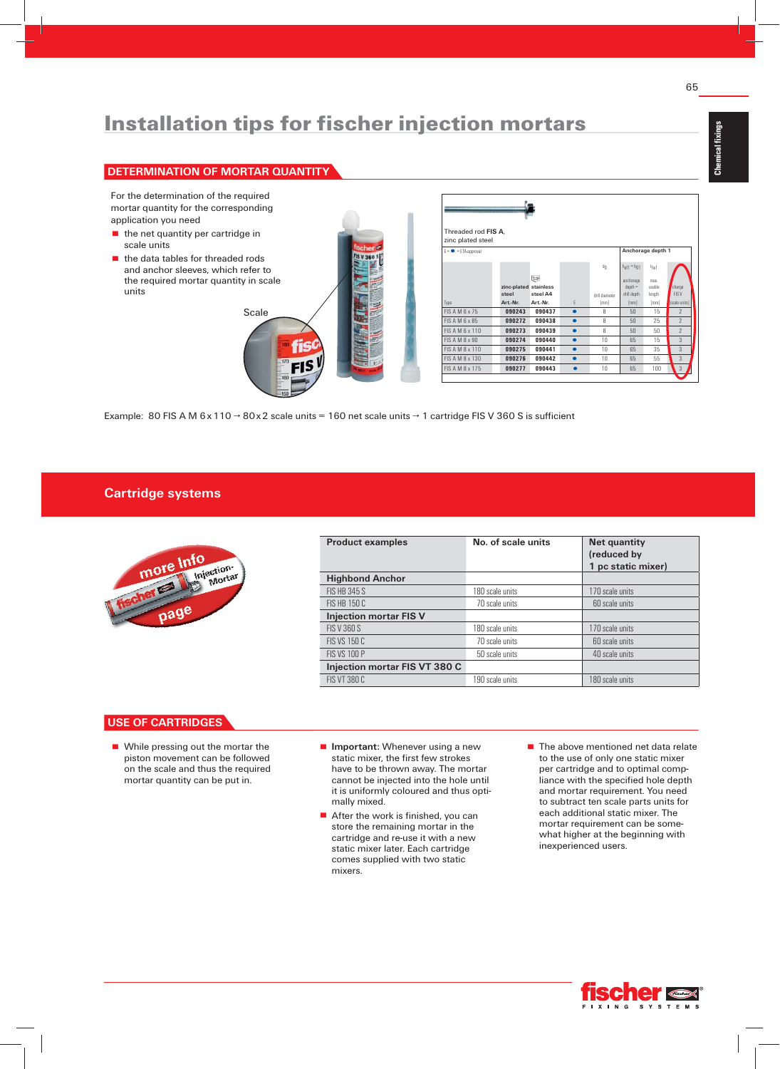# Installation tips for fischer injection mortars

## DETERMINATION OF MORTAR QUANTITY

For the determination of the required mortar quantity for the corresponding application you need

- the net quantity per cartridge in scale units
- the data tables for threaded rods and anchor sleeves, which refer to the required mortar quantity in scale units

Scale

Threaded rod **FIS A**,
zinc plated steel

| Type | zinc-plated steel Art.-Nr. | stainless steel A4 Art.-Nr. | E | $d_0$ drill diameter [mm] | $h_{ef} = h_0$ anchorage depth = drill depth [mm] | $t_{fix}$ max. usable length [mm] | charge FIS V [scale units] |
|---|---|---|---|---|---|---|---|
| | | | | | Anchorage depth 1 | | |
| FIS A M 6 x 75 | 090243 | 090437 | • | 8 | 50 | 15 | 2 |
| FIS A M 6 x 85 | 090272 | 090438 | • | 8 | 50 | 25 | 2 |
| FIS A M 6 x 110 | 090273 | 090439 | • | 8 | 50 | 50 | 2 |
| FIS A M 8 x 90 | 090274 | 090440 | • | 10 | 65 | 15 | 3 |
| FIS A M 8 x 110 | 090275 | 090441 | • | 10 | 65 | 35 | 3 |
| FIS A M 8 x 130 | 090276 | 090442 | • | 10 | 65 | 55 | 3 |
| FIS A M 8 x 175 | 090277 | 090443 | • | 10 | 65 | 100 | 3 |

E • = ETA-approval

Example: 80 FIS A M 6 x 110 → 80 x 2 scale units = 160 net scale units → 1 cartridge FIS V 360 S is sufficient

## Cartridge systems

more info Injection-Mortar page

| Product examples | No. of scale units | Net quantity (reduced by 1 pc static mixer) |
|---|---|---|
| **Highbond Anchor** | | |
| FIS HB 345 S | 180 scale units | 170 scale units |
| FIS HB 150 C | 70 scale units | 60 scale units |
| **Injection mortar FIS V** | | |
| FIS V 360 S | 180 scale units | 170 scale units |
| FIS VS 150 C | 70 scale units | 60 scale units |
| FIS VS 100 P | 50 scale units | 40 scale units |
| **Injection mortar FIS VT 380 C** | | |
| FIS VT 380 C | 190 scale units | 180 scale units |

## USE OF CARTRIDGES

- While pressing out the mortar the piston movement can be followed on the scale and thus the required mortar quantity can be put in.
- **Important:** Whenever using a new static mixer, the first few strokes have to be thrown away. The mortar cannot be injected into the hole until it is uniformly coloured and thus optimally mixed.
- After the work is finished, you can store the remaining mortar in the cartridge and re-use it with a new static mixer later. Each cartridge comes supplied with two static mixers.
- The above mentioned net data relate to the use of only one static mixer per cartridge and to optimal compliance with the specified hole depth and mortar requirement. You need to subtract ten scale parts units for each additional static mixer. The mortar requirement can be somewhat higher at the beginning with inexperienced users.